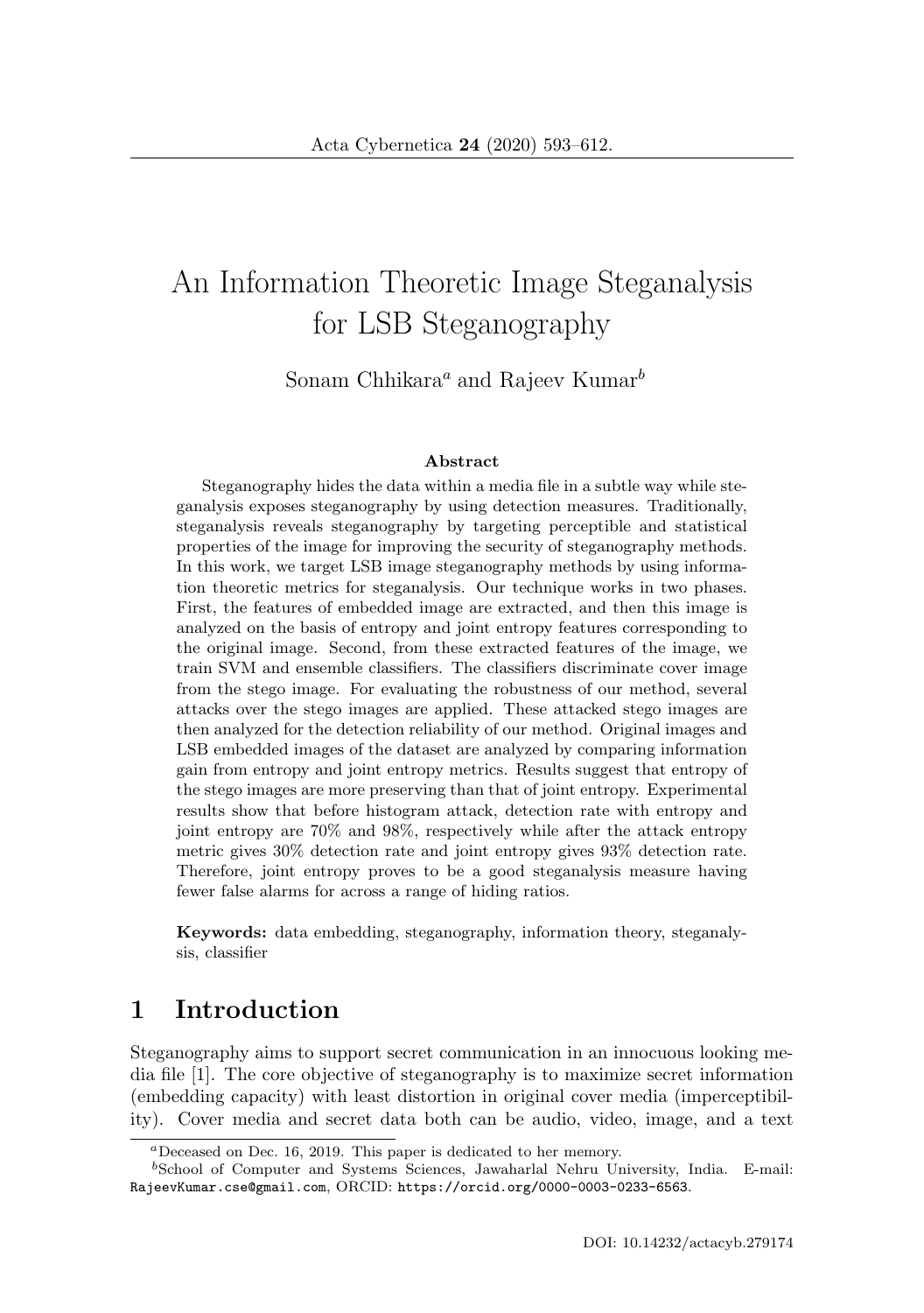# An Information Theoretic Image Steganalysis for LSB Steganography

Sonam Chhikara[a] and Rajeev Kumar[b]

### Abstract

Steganography hides the data within a media file in a subtle way while steganalysis exposes steganography by using detection measures. Traditionally, steganalysis reveals steganography by targeting perceptible and statistical properties of the image for improving the security of steganography methods. In this work, we target LSB image steganography methods by using information theoretic metrics for steganalysis. Our technique works in two phases. First, the features of embedded image are extracted, and then this image is analyzed on the basis of entropy and joint entropy features corresponding to the original image. Second, from these extracted features of the image, we train SVM and ensemble classifiers. The classifiers discriminate cover image from the stego image. For evaluating the robustness of our method, several attacks over the stego images are applied. These attacked stego images are then analyzed for the detection reliability of our method. Original images and LSB embedded images of the dataset are analyzed by comparing information gain from entropy and joint entropy metrics. Results suggest that entropy of the stego images are more preserving than that of joint entropy. Experimental results show that before histogram attack, detection rate with entropy and joint entropy are 70% and 98%, respectively while after the attack entropy metric gives 30% detection rate and joint entropy gives 93% detection rate. Therefore, joint entropy proves to be a good steganalysis measure having fewer false alarms for across a range of hiding ratios.

**Keywords:** data embedding, steganography, information theory, steganalysis, classifier

## 1 Introduction

Steganography aims to support secret communication in an innocuous looking media file [1]. The core objective of steganography is to maximize secret information (embedding capacity) with least distortion in original cover media (imperceptibility). Cover media and secret data both can be audio, video, image, and a text

[a] Deceased on Dec. 16, 2019. This paper is dedicated to her memory.

[b] School of Computer and Systems Sciences, Jawaharlal Nehru University, India. E-mail: RajeevKumar.cse@gmail.com, ORCID: https://orcid.org/0000-0003-0233-6563.

DOI: 10.14232/actacyb.279174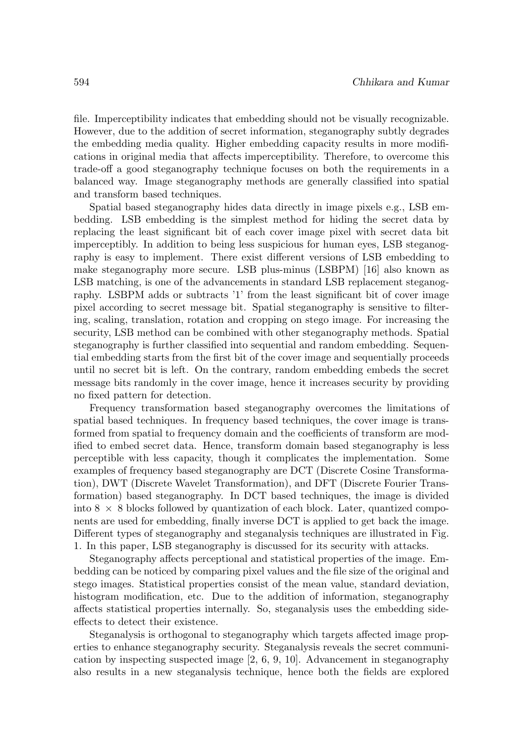file. Imperceptibility indicates that embedding should not be visually recognizable. However, due to the addition of secret information, steganography subtly degrades the embedding media quality. Higher embedding capacity results in more modifications in original media that affects imperceptibility. Therefore, to overcome this trade-off a good steganography technique focuses on both the requirements in a balanced way. Image steganography methods are generally classified into spatial and transform based techniques.

Spatial based steganography hides data directly in image pixels e.g., LSB embedding. LSB embedding is the simplest method for hiding the secret data by replacing the least significant bit of each cover image pixel with secret data bit imperceptibly. In addition to being less suspicious for human eyes, LSB steganography is easy to implement. There exist different versions of LSB embedding to make steganography more secure. LSB plus-minus (LSBPM) [16] also known as LSB matching, is one of the advancements in standard LSB replacement steganography. LSBPM adds or subtracts '1' from the least significant bit of cover image pixel according to secret message bit. Spatial steganography is sensitive to filtering, scaling, translation, rotation and cropping on stego image. For increasing the security, LSB method can be combined with other steganography methods. Spatial steganography is further classified into sequential and random embedding. Sequential embedding starts from the first bit of the cover image and sequentially proceeds until no secret bit is left. On the contrary, random embedding embeds the secret message bits randomly in the cover image, hence it increases security by providing no fixed pattern for detection.

Frequency transformation based steganography overcomes the limitations of spatial based techniques. In frequency based techniques, the cover image is transformed from spatial to frequency domain and the coefficients of transform are modified to embed secret data. Hence, transform domain based steganography is less perceptible with less capacity, though it complicates the implementation. Some examples of frequency based steganography are DCT (Discrete Cosine Transformation), DWT (Discrete Wavelet Transformation), and DFT (Discrete Fourier Transformation) based steganography. In DCT based techniques, the image is divided into $8 \times 8$ blocks followed by quantization of each block. Later, quantized components are used for embedding, finally inverse DCT is applied to get back the image. Different types of steganography and steganalysis techniques are illustrated in Fig. 1. In this paper, LSB steganography is discussed for its security with attacks.

Steganography affects perceptional and statistical properties of the image. Embedding can be noticed by comparing pixel values and the file size of the original and stego images. Statistical properties consist of the mean value, standard deviation, histogram modification, etc. Due to the addition of information, steganography affects statistical properties internally. So, steganalysis uses the embedding side-effects to detect their existence.

Steganalysis is orthogonal to steganography which targets affected image properties to enhance steganography security. Steganalysis reveals the secret communication by inspecting suspected image [2, 6, 9, 10]. Advancement in steganography also results in a new steganalysis technique, hence both the fields are explored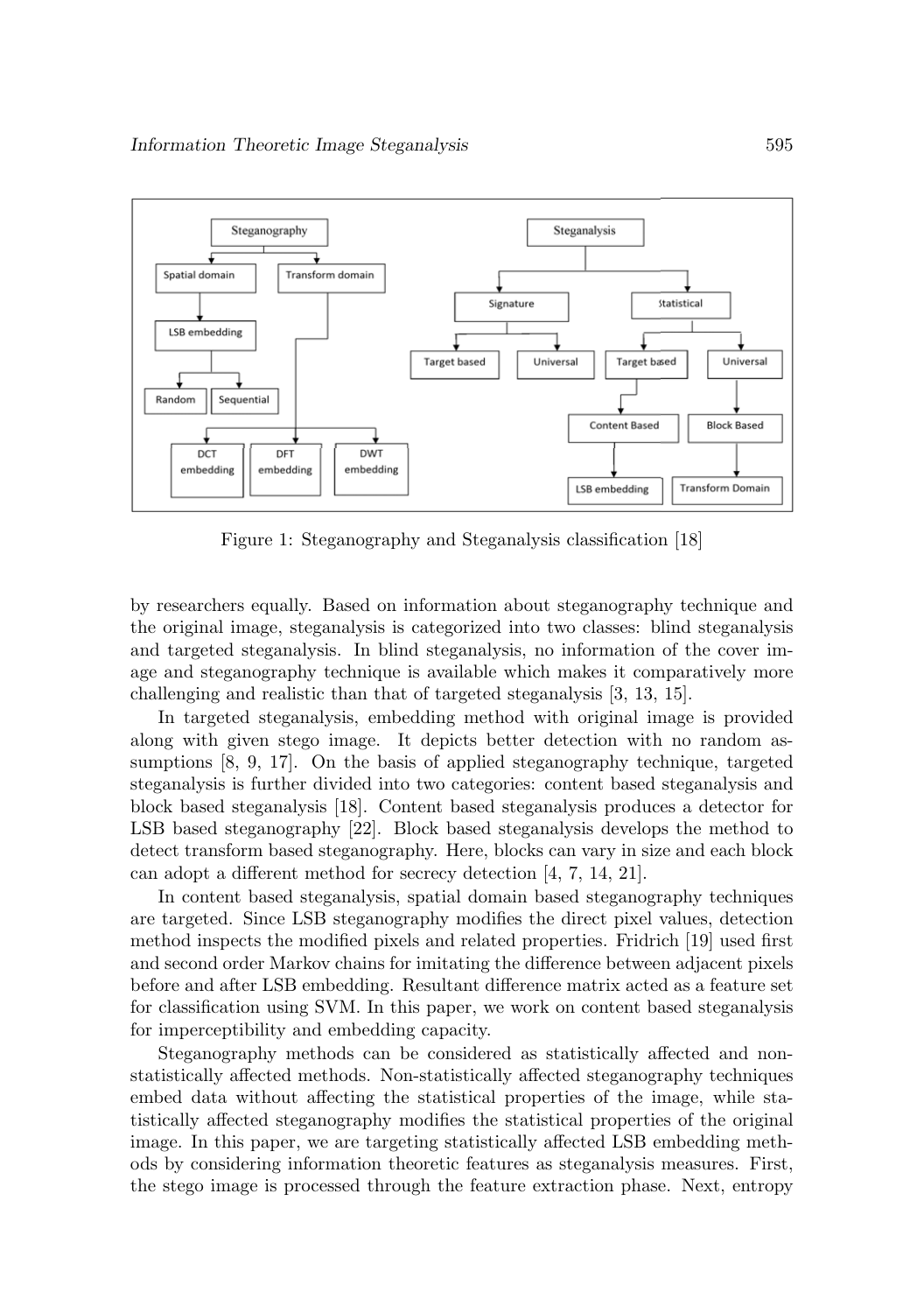Figure 1: Steganography and Steganalysis classification [18]

by researchers equally. Based on information about steganography technique and the original image, steganalysis is categorized into two classes: blind steganalysis and targeted steganalysis. In blind steganalysis, no information of the cover image and steganography technique is available which makes it comparatively more challenging and realistic than that of targeted steganalysis [3, 13, 15].

In targeted steganalysis, embedding method with original image is provided along with given stego image. It depicts better detection with no random assumptions [8, 9, 17]. On the basis of applied steganography technique, targeted steganalysis is further divided into two categories: content based steganalysis and block based steganalysis [18]. Content based steganalysis produces a detector for LSB based steganography [22]. Block based steganalysis develops the method to detect transform based steganography. Here, blocks can vary in size and each block can adopt a different method for secrecy detection [4, 7, 14, 21].

In content based steganalysis, spatial domain based steganography techniques are targeted. Since LSB steganography modifies the direct pixel values, detection method inspects the modified pixels and related properties. Fridrich [19] used first and second order Markov chains for imitating the difference between adjacent pixels before and after LSB embedding. Resultant difference matrix acted as a feature set for classification using SVM. In this paper, we work on content based steganalysis for imperceptibility and embedding capacity.

Steganography methods can be considered as statistically affected and non-statistically affected methods. Non-statistically affected steganography techniques embed data without affecting the statistical properties of the image, while statistically affected steganography modifies the statistical properties of the original image. In this paper, we are targeting statistically affected LSB embedding methods by considering information theoretic features as steganalysis measures. First, the stego image is processed through the feature extraction phase. Next, entropy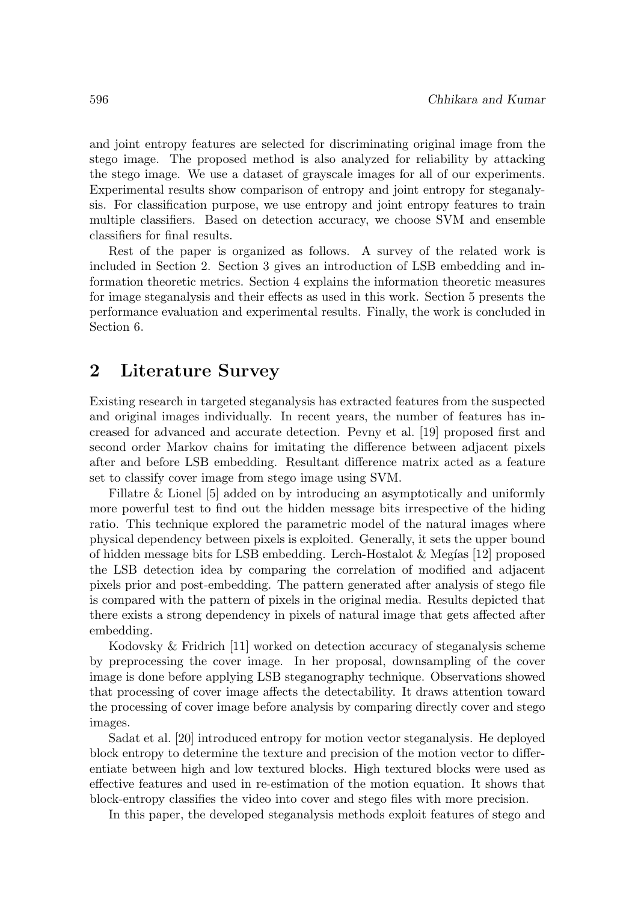and joint entropy features are selected for discriminating original image from the stego image. The proposed method is also analyzed for reliability by attacking the stego image. We use a dataset of grayscale images for all of our experiments. Experimental results show comparison of entropy and joint entropy for steganalysis. For classification purpose, we use entropy and joint entropy features to train multiple classifiers. Based on detection accuracy, we choose SVM and ensemble classifiers for final results.

Rest of the paper is organized as follows. A survey of the related work is included in Section 2. Section 3 gives an introduction of LSB embedding and information theoretic metrics. Section 4 explains the information theoretic measures for image steganalysis and their effects as used in this work. Section 5 presents the performance evaluation and experimental results. Finally, the work is concluded in Section 6.

## 2 Literature Survey

Existing research in targeted steganalysis has extracted features from the suspected and original images individually. In recent years, the number of features has increased for advanced and accurate detection. Pevny et al. [19] proposed first and second order Markov chains for imitating the difference between adjacent pixels after and before LSB embedding. Resultant difference matrix acted as a feature set to classify cover image from stego image using SVM.

Fillatre & Lionel [5] added on by introducing an asymptotically and uniformly more powerful test to find out the hidden message bits irrespective of the hiding ratio. This technique explored the parametric model of the natural images where physical dependency between pixels is exploited. Generally, it sets the upper bound of hidden message bits for LSB embedding. Lerch-Hostalot & Megías [12] proposed the LSB detection idea by comparing the correlation of modified and adjacent pixels prior and post-embedding. The pattern generated after analysis of stego file is compared with the pattern of pixels in the original media. Results depicted that there exists a strong dependency in pixels of natural image that gets affected after embedding.

Kodovsky & Fridrich [11] worked on detection accuracy of steganalysis scheme by preprocessing the cover image. In her proposal, downsampling of the cover image is done before applying LSB steganography technique. Observations showed that processing of cover image affects the detectability. It draws attention toward the processing of cover image before analysis by comparing directly cover and stego images.

Sadat et al. [20] introduced entropy for motion vector steganalysis. He deployed block entropy to determine the texture and precision of the motion vector to differentiate between high and low textured blocks. High textured blocks were used as effective features and used in re-estimation of the motion equation. It shows that block-entropy classifies the video into cover and stego files with more precision.

In this paper, the developed steganalysis methods exploit features of stego and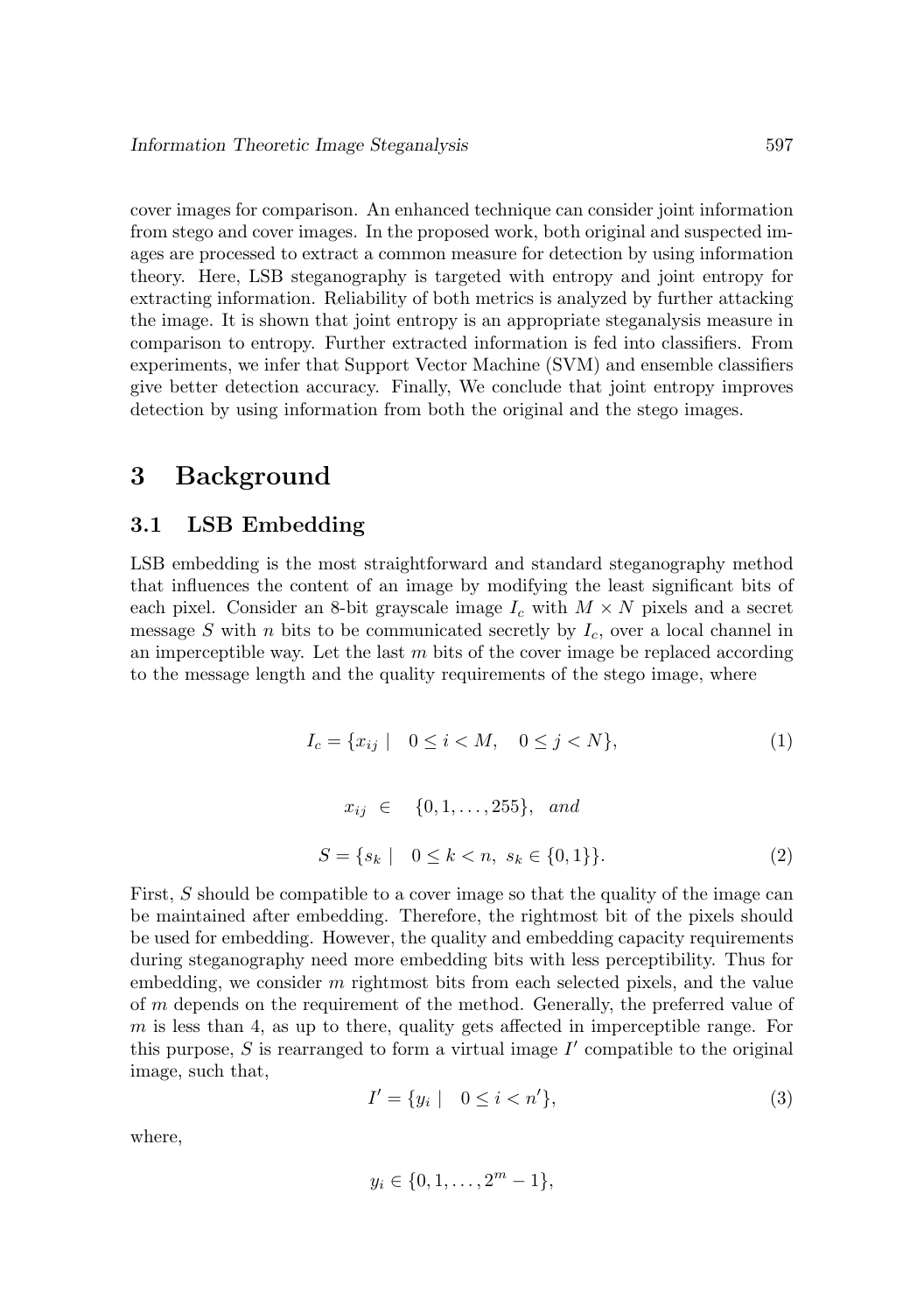cover images for comparison. An enhanced technique can consider joint information from stego and cover images. In the proposed work, both original and suspected images are processed to extract a common measure for detection by using information theory. Here, LSB steganography is targeted with entropy and joint entropy for extracting information. Reliability of both metrics is analyzed by further attacking the image. It is shown that joint entropy is an appropriate steganalysis measure in comparison to entropy. Further extracted information is fed into classifiers. From experiments, we infer that Support Vector Machine (SVM) and ensemble classifiers give better detection accuracy. Finally, We conclude that joint entropy improves detection by using information from both the original and the stego images.

## 3 Background

### 3.1 LSB Embedding

LSB embedding is the most straightforward and standard steganography method that influences the content of an image by modifying the least significant bits of each pixel. Consider an 8-bit grayscale image $I_c$ with $M \times N$ pixels and a secret message $S$ with $n$ bits to be communicated secretly by $I_c$, over a local channel in an imperceptible way. Let the last $m$ bits of the cover image be replaced according to the message length and the quality requirements of the stego image, where

$$I_c = \{x_{ij} \mid \quad 0 \le i < M, \quad 0 \le j < N\}, \tag{1}$$

$$x_{ij} \in \quad \{0, 1, \ldots, 255\}, \quad and$$

$$S = \{s_k \mid \quad 0 \le k < n, \ s_k \in \{0, 1\}\}. \tag{2}$$

First, $S$ should be compatible to a cover image so that the quality of the image can be maintained after embedding. Therefore, the rightmost bit of the pixels should be used for embedding. However, the quality and embedding capacity requirements during steganography need more embedding bits with less perceptibility. Thus for embedding, we consider $m$ rightmost bits from each selected pixels, and the value of $m$ depends on the requirement of the method. Generally, the preferred value of $m$ is less than 4, as up to there, quality gets affected in imperceptible range. For this purpose, $S$ is rearranged to form a virtual image $I'$ compatible to the original image, such that,

$$I' = \{y_i \mid \quad 0 \le i < n'\}, \tag{3}$$

where,

$$y_i \in \{0, 1, \ldots, 2^m - 1\},$$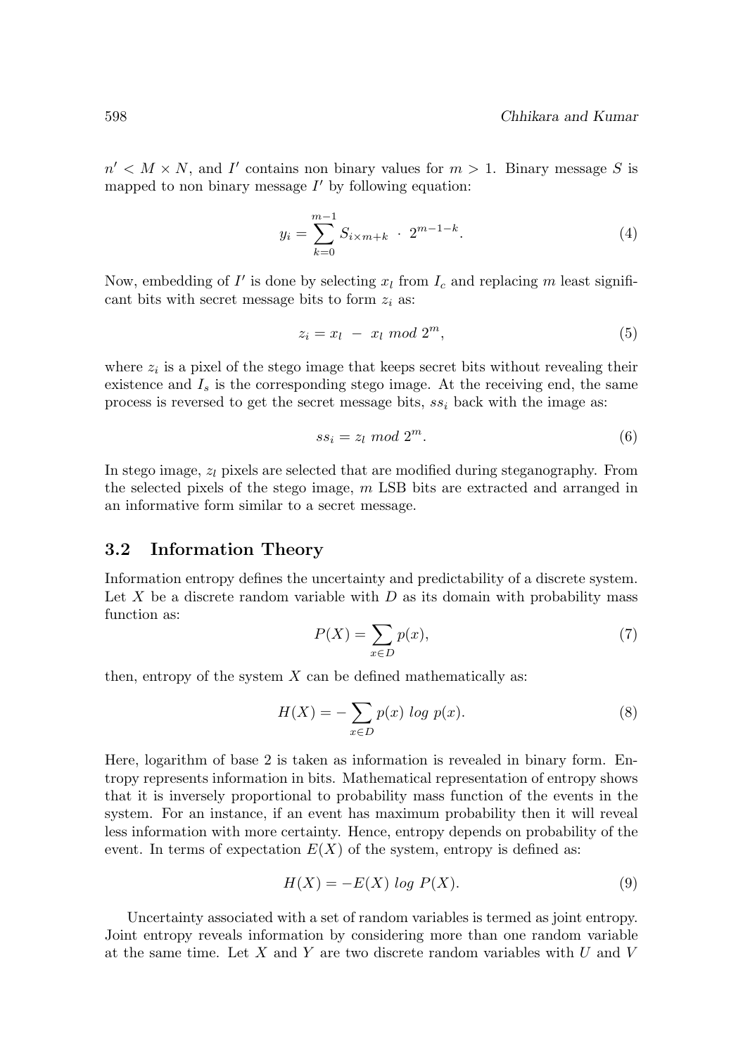$n' < M \times N$, and $I'$ contains non binary values for $m > 1$. Binary message $S$ is mapped to non binary message $I'$ by following equation:

$$y_i = \sum_{k=0}^{m-1} S_{i \times m+k} \cdot 2^{m-1-k}. \tag{4}$$

Now, embedding of $I'$ is done by selecting $x_l$ from $I_c$ and replacing $m$ least significant bits with secret message bits to form $z_i$ as:

$$z_i = x_l - x_l \ mod \ 2^m, \tag{5}$$

where $z_i$ is a pixel of the stego image that keeps secret bits without revealing their existence and $I_s$ is the corresponding stego image. At the receiving end, the same process is reversed to get the secret message bits, $ss_i$ back with the image as:

$$ss_i = z_l \ mod \ 2^m. \tag{6}$$

In stego image, $z_l$ pixels are selected that are modified during steganography. From the selected pixels of the stego image, $m$ LSB bits are extracted and arranged in an informative form similar to a secret message.

### 3.2 Information Theory

Information entropy defines the uncertainty and predictability of a discrete system. Let $X$ be a discrete random variable with $D$ as its domain with probability mass function as:

$$P(X) = \sum_{x \in D} p(x), \tag{7}$$

then, entropy of the system $X$ can be defined mathematically as:

$$H(X) = -\sum_{x \in D} p(x) \ log \ p(x). \tag{8}$$

Here, logarithm of base 2 is taken as information is revealed in binary form. Entropy represents information in bits. Mathematical representation of entropy shows that it is inversely proportional to probability mass function of the events in the system. For an instance, if an event has maximum probability then it will reveal less information with more certainty. Hence, entropy depends on probability of the event. In terms of expectation $E(X)$ of the system, entropy is defined as:

$$H(X) = -E(X) \ log \ P(X). \tag{9}$$

Uncertainty associated with a set of random variables is termed as joint entropy. Joint entropy reveals information by considering more than one random variable at the same time. Let $X$ and $Y$ are two discrete random variables with $U$ and $V$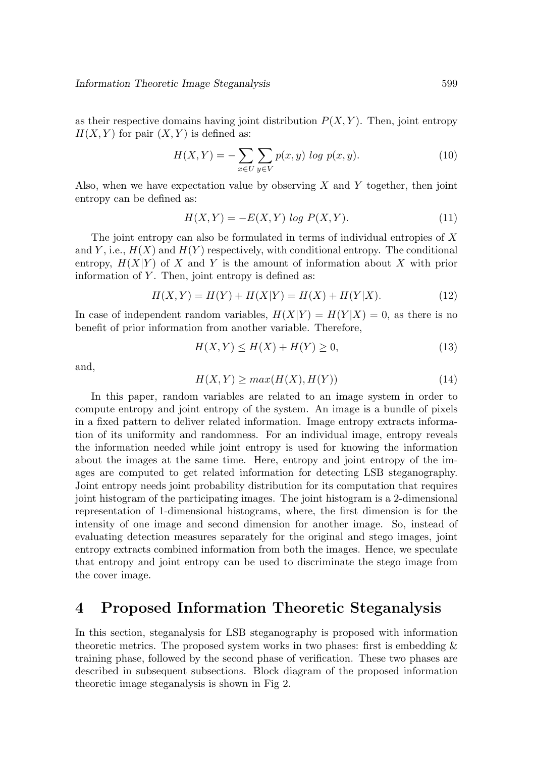as their respective domains having joint distribution $P(X,Y)$. Then, joint entropy $H(X,Y)$ for pair $(X,Y)$ is defined as:

$$H(X,Y) = -\sum_{x \in U} \sum_{y \in V} p(x,y) \; log \; p(x,y). \tag{10}$$

Also, when we have expectation value by observing $X$ and $Y$ together, then joint entropy can be defined as:

$$H(X,Y) = -E(X,Y) \; log \; P(X,Y). \tag{11}$$

The joint entropy can also be formulated in terms of individual entropies of $X$ and $Y$, i.e., $H(X)$ and $H(Y)$ respectively, with conditional entropy. The conditional entropy, $H(X|Y)$ of $X$ and $Y$ is the amount of information about $X$ with prior information of $Y$. Then, joint entropy is defined as:

$$H(X,Y) = H(Y) + H(X|Y) = H(X) + H(Y|X). \tag{12}$$

In case of independent random variables, $H(X|Y) = H(Y|X) = 0$, as there is no benefit of prior information from another variable. Therefore,

$$H(X,Y) \leq H(X) + H(Y) \geq 0, \tag{13}$$

and,

$$H(X,Y) \geq max(H(X), H(Y)) \tag{14}$$

In this paper, random variables are related to an image system in order to compute entropy and joint entropy of the system. An image is a bundle of pixels in a fixed pattern to deliver related information. Image entropy extracts information of its uniformity and randomness. For an individual image, entropy reveals the information needed while joint entropy is used for knowing the information about the images at the same time. Here, entropy and joint entropy of the images are computed to get related information for detecting LSB steganography. Joint entropy needs joint probability distribution for its computation that requires joint histogram of the participating images. The joint histogram is a 2-dimensional representation of 1-dimensional histograms, where, the first dimension is for the intensity of one image and second dimension for another image. So, instead of evaluating detection measures separately for the original and stego images, joint entropy extracts combined information from both the images. Hence, we speculate that entropy and joint entropy can be used to discriminate the stego image from the cover image.

## 4 Proposed Information Theoretic Steganalysis

In this section, steganalysis for LSB steganography is proposed with information theoretic metrics. The proposed system works in two phases: first is embedding & training phase, followed by the second phase of verification. These two phases are described in subsequent subsections. Block diagram of the proposed information theoretic image steganalysis is shown in Fig 2.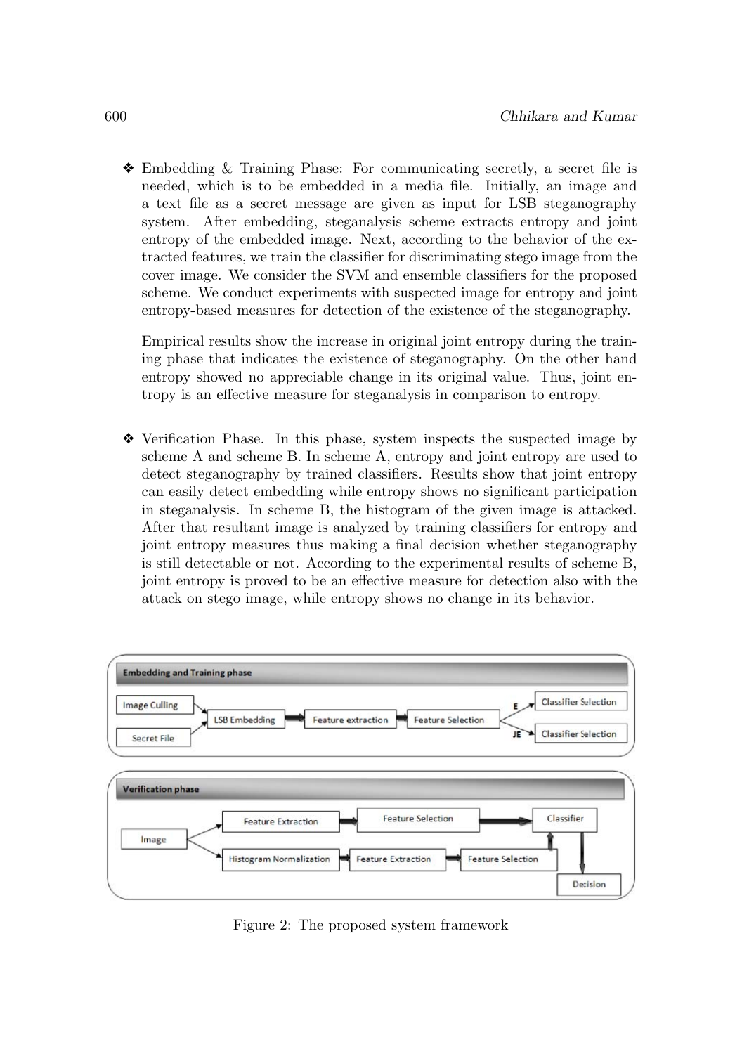- Embedding & Training Phase: For communicating secretly, a secret file is needed, which is to be embedded in a media file. Initially, an image and a text file as a secret message are given as input for LSB steganography system. After embedding, steganalysis scheme extracts entropy and joint entropy of the embedded image. Next, according to the behavior of the extracted features, we train the classifier for discriminating stego image from the cover image. We consider the SVM and ensemble classifiers for the proposed scheme. We conduct experiments with suspected image for entropy and joint entropy-based measures for detection of the existence of the steganography.

  Empirical results show the increase in original joint entropy during the training phase that indicates the existence of steganography. On the other hand entropy showed no appreciable change in its original value. Thus, joint entropy is an effective measure for steganalysis in comparison to entropy.

- Verification Phase. In this phase, system inspects the suspected image by scheme A and scheme B. In scheme A, entropy and joint entropy are used to detect steganography by trained classifiers. Results show that joint entropy can easily detect embedding while entropy shows no significant participation in steganalysis. In scheme B, the histogram of the given image is attacked. After that resultant image is analyzed by training classifiers for entropy and joint entropy measures thus making a final decision whether steganography is still detectable or not. According to the experimental results of scheme B, joint entropy is proved to be an effective measure for detection also with the attack on stego image, while entropy shows no change in its behavior.

Figure 2: The proposed system framework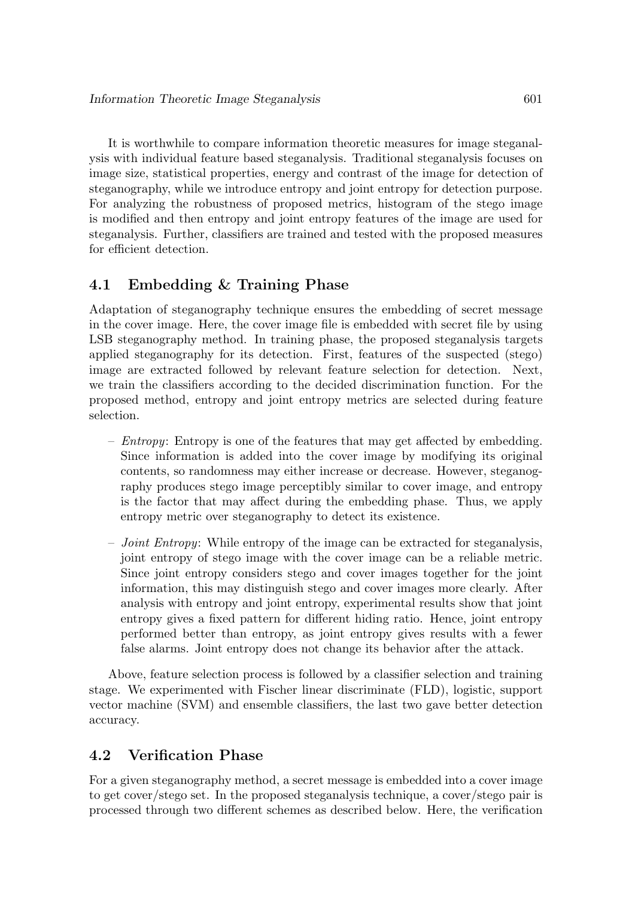It is worthwhile to compare information theoretic measures for image steganalysis with individual feature based steganalysis. Traditional steganalysis focuses on image size, statistical properties, energy and contrast of the image for detection of steganography, while we introduce entropy and joint entropy for detection purpose. For analyzing the robustness of proposed metrics, histogram of the stego image is modified and then entropy and joint entropy features of the image are used for steganalysis. Further, classifiers are trained and tested with the proposed measures for efficient detection.

### 4.1 Embedding & Training Phase

Adaptation of steganography technique ensures the embedding of secret message in the cover image. Here, the cover image file is embedded with secret file by using LSB steganography method. In training phase, the proposed steganalysis targets applied steganography for its detection. First, features of the suspected (stego) image are extracted followed by relevant feature selection for detection. Next, we train the classifiers according to the decided discrimination function. For the proposed method, entropy and joint entropy metrics are selected during feature selection.

– *Entropy*: Entropy is one of the features that may get affected by embedding. Since information is added into the cover image by modifying its original contents, so randomness may either increase or decrease. However, steganography produces stego image perceptibly similar to cover image, and entropy is the factor that may affect during the embedding phase. Thus, we apply entropy metric over steganography to detect its existence.

– *Joint Entropy*: While entropy of the image can be extracted for steganalysis, joint entropy of stego image with the cover image can be a reliable metric. Since joint entropy considers stego and cover images together for the joint information, this may distinguish stego and cover images more clearly. After analysis with entropy and joint entropy, experimental results show that joint entropy gives a fixed pattern for different hiding ratio. Hence, joint entropy performed better than entropy, as joint entropy gives results with a fewer false alarms. Joint entropy does not change its behavior after the attack.

Above, feature selection process is followed by a classifier selection and training stage. We experimented with Fischer linear discriminate (FLD), logistic, support vector machine (SVM) and ensemble classifiers, the last two gave better detection accuracy.

### 4.2 Verification Phase

For a given steganography method, a secret message is embedded into a cover image to get cover/stego set. In the proposed steganalysis technique, a cover/stego pair is processed through two different schemes as described below. Here, the verification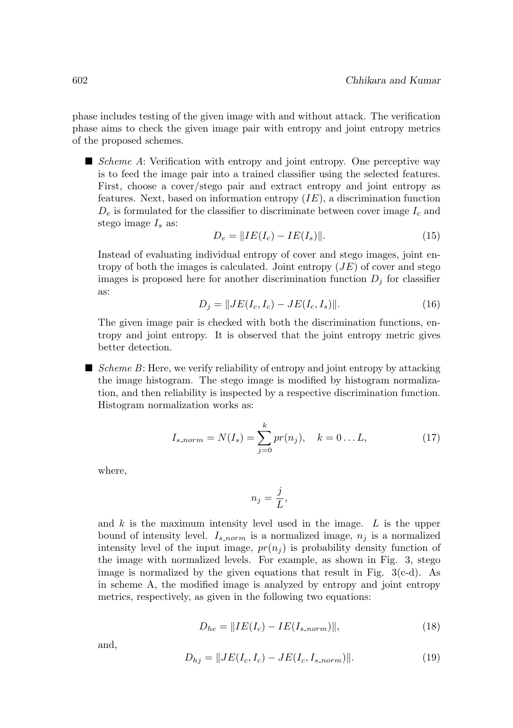phase includes testing of the given image with and without attack. The verification phase aims to check the given image pair with entropy and joint entropy metrics of the proposed schemes.

- *Scheme A*: Verification with entropy and joint entropy. One perceptive way is to feed the image pair into a trained classifier using the selected features. First, choose a cover/stego pair and extract entropy and joint entropy as features. Next, based on information entropy ($IE$), a discrimination function $D_e$ is formulated for the classifier to discriminate between cover image $I_c$ and stego image $I_s$ as:

$$D_e = \|IE(I_c) - IE(I_s)\|. \tag{15}$$

  Instead of evaluating individual entropy of cover and stego images, joint entropy of both the images is calculated. Joint entropy ($JE$) of cover and stego images is proposed here for another discrimination function $D_j$ for classifier as:

$$D_j = \|JE(I_c, I_c) - JE(I_c, I_s)\|. \tag{16}$$

  The given image pair is checked with both the discrimination functions, entropy and joint entropy. It is observed that the joint entropy metric gives better detection.

- *Scheme B*: Here, we verify reliability of entropy and joint entropy by attacking the image histogram. The stego image is modified by histogram normalization, and then reliability is inspected by a respective discrimination function. Histogram normalization works as:

$$I_{s\_norm} = N(I_s) = \sum_{j=0}^{k} pr(n_j), \quad k = 0 \dots L, \tag{17}$$

  where,

$$n_j = \frac{j}{L},$$

  and $k$ is the maximum intensity level used in the image. $L$ is the upper bound of intensity level. $I_{s\_norm}$ is a normalized image, $n_j$ is a normalized intensity level of the input image, $pr(n_j)$ is probability density function of the image with normalized levels. For example, as shown in Fig. 3, stego image is normalized by the given equations that result in Fig. 3(c-d). As in scheme A, the modified image is analyzed by entropy and joint entropy metrics, respectively, as given in the following two equations:

$$D_{he} = \|IE(I_c) - IE(I_{s\_norm})\|, \tag{18}$$

  and,

$$D_{hj} = \|JE(I_c, I_c) - JE(I_c, I_{s\_norm})\|. \tag{19}$$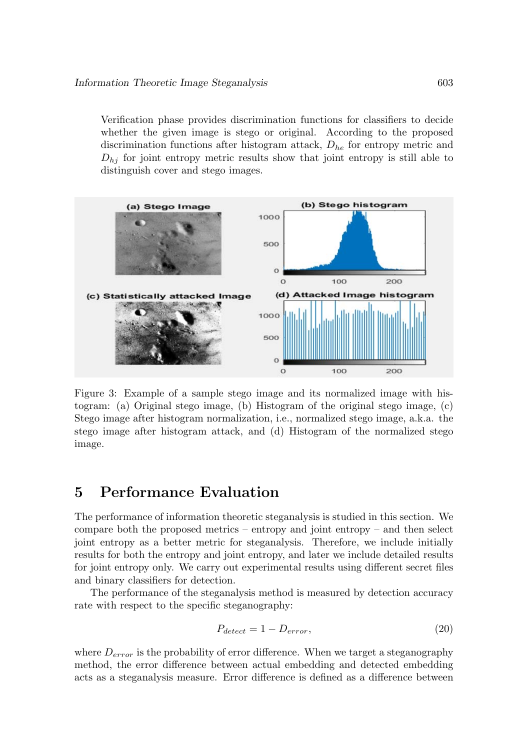Verification phase provides discrimination functions for classifiers to decide whether the given image is stego or original. According to the proposed discrimination functions after histogram attack, $D_{he}$ for entropy metric and $D_{hj}$ for joint entropy metric results show that joint entropy is still able to distinguish cover and stego images.

Figure 3: Example of a sample stego image and its normalized image with histogram: (a) Original stego image, (b) Histogram of the original stego image, (c) Stego image after histogram normalization, i.e., normalized stego image, a.k.a. the stego image after histogram attack, and (d) Histogram of the normalized stego image.

## 5 Performance Evaluation

The performance of information theoretic steganalysis is studied in this section. We compare both the proposed metrics – entropy and joint entropy – and then select joint entropy as a better metric for steganalysis. Therefore, we include initially results for both the entropy and joint entropy, and later we include detailed results for joint entropy only. We carry out experimental results using different secret files and binary classifiers for detection.

The performance of the steganalysis method is measured by detection accuracy rate with respect to the specific steganography:

$$P_{detect} = 1 - D_{error}, \tag{20}$$

where $D_{error}$ is the probability of error difference. When we target a steganography method, the error difference between actual embedding and detected embedding acts as a steganalysis measure. Error difference is defined as a difference between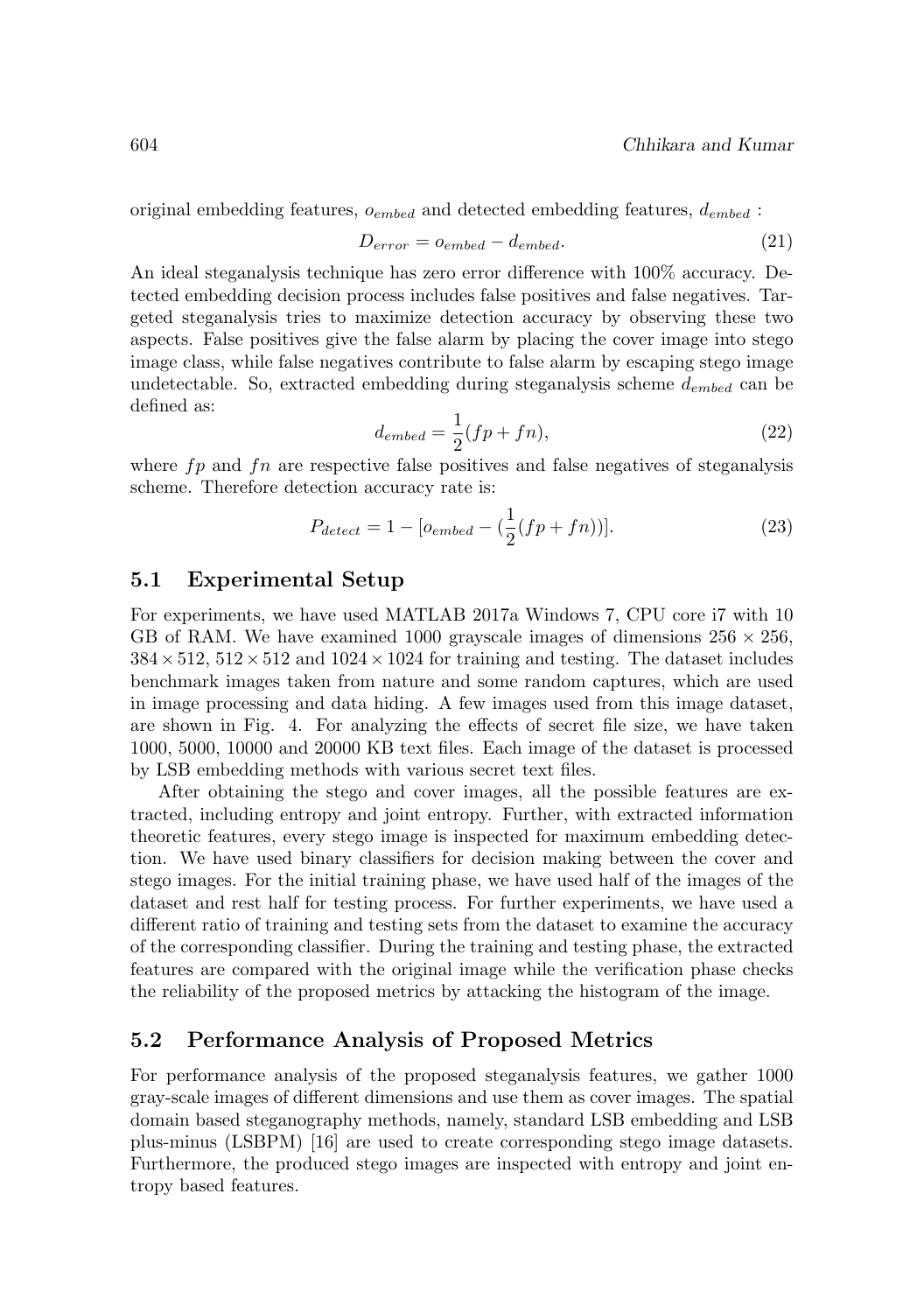original embedding features, $o_{embed}$ and detected embedding features, $d_{embed}$ :

$$D_{error} = o_{embed} - d_{embed}. \tag{21}$$

An ideal steganalysis technique has zero error difference with 100% accuracy. Detected embedding decision process includes false positives and false negatives. Targeted steganalysis tries to maximize detection accuracy by observing these two aspects. False positives give the false alarm by placing the cover image into stego image class, while false negatives contribute to false alarm by escaping stego image undetectable. So, extracted embedding during steganalysis scheme $d_{embed}$ can be defined as:

$$d_{embed} = \frac{1}{2}(fp + fn), \tag{22}$$

where $fp$ and $fn$ are respective false positives and false negatives of steganalysis scheme. Therefore detection accuracy rate is:

$$P_{detect} = 1 - [o_{embed} - (\frac{1}{2}(fp + fn))]. \tag{23}$$

## 5.1 Experimental Setup

For experiments, we have used MATLAB 2017a Windows 7, CPU core i7 with 10 GB of RAM. We have examined 1000 grayscale images of dimensions $256 \times 256$, $384 \times 512$, $512 \times 512$ and $1024 \times 1024$ for training and testing. The dataset includes benchmark images taken from nature and some random captures, which are used in image processing and data hiding. A few images used from this image dataset, are shown in Fig. 4. For analyzing the effects of secret file size, we have taken 1000, 5000, 10000 and 20000 KB text files. Each image of the dataset is processed by LSB embedding methods with various secret text files.

After obtaining the stego and cover images, all the possible features are extracted, including entropy and joint entropy. Further, with extracted information theoretic features, every stego image is inspected for maximum embedding detection. We have used binary classifiers for decision making between the cover and stego images. For the initial training phase, we have used half of the images of the dataset and rest half for testing process. For further experiments, we have used a different ratio of training and testing sets from the dataset to examine the accuracy of the corresponding classifier. During the training and testing phase, the extracted features are compared with the original image while the verification phase checks the reliability of the proposed metrics by attacking the histogram of the image.

## 5.2 Performance Analysis of Proposed Metrics

For performance analysis of the proposed steganalysis features, we gather 1000 gray-scale images of different dimensions and use them as cover images. The spatial domain based steganography methods, namely, standard LSB embedding and LSB plus-minus (LSBPM) [16] are used to create corresponding stego image datasets. Furthermore, the produced stego images are inspected with entropy and joint entropy based features.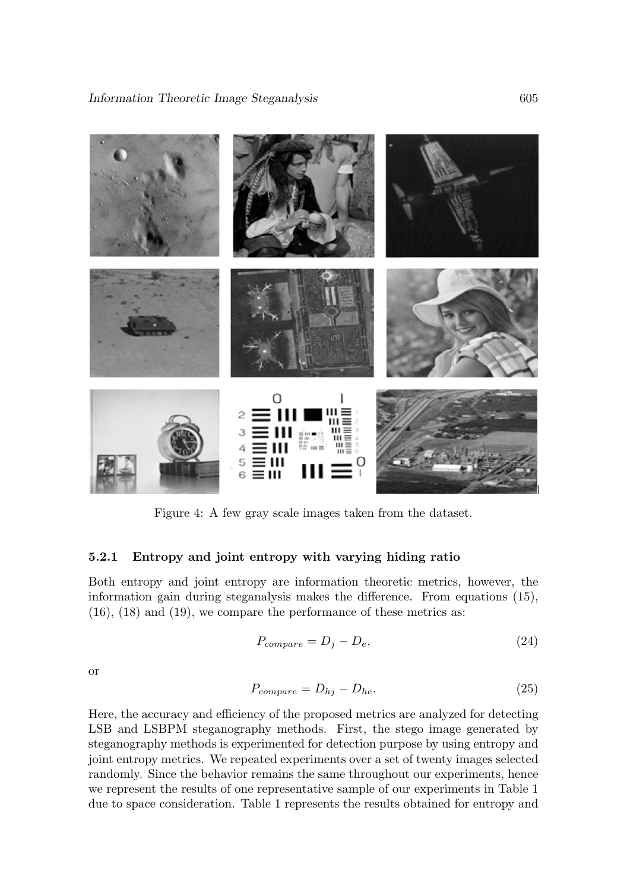Figure 4: A few gray scale images taken from the dataset.

#### 5.2.1 Entropy and joint entropy with varying hiding ratio

Both entropy and joint entropy are information theoretic metrics, however, the information gain during steganalysis makes the difference. From equations (15), (16), (18) and (19), we compare the performance of these metrics as:

$$P_{compare} = D_j - D_e, \tag{24}$$

or

$$P_{compare} = D_{hj} - D_{he}. \tag{25}$$

Here, the accuracy and efficiency of the proposed metrics are analyzed for detecting LSB and LSBPM steganography methods. First, the stego image generated by steganography methods is experimented for detection purpose by using entropy and joint entropy metrics. We repeated experiments over a set of twenty images selected randomly. Since the behavior remains the same throughout our experiments, hence we represent the results of one representative sample of our experiments in Table 1 due to space consideration. Table 1 represents the results obtained for entropy and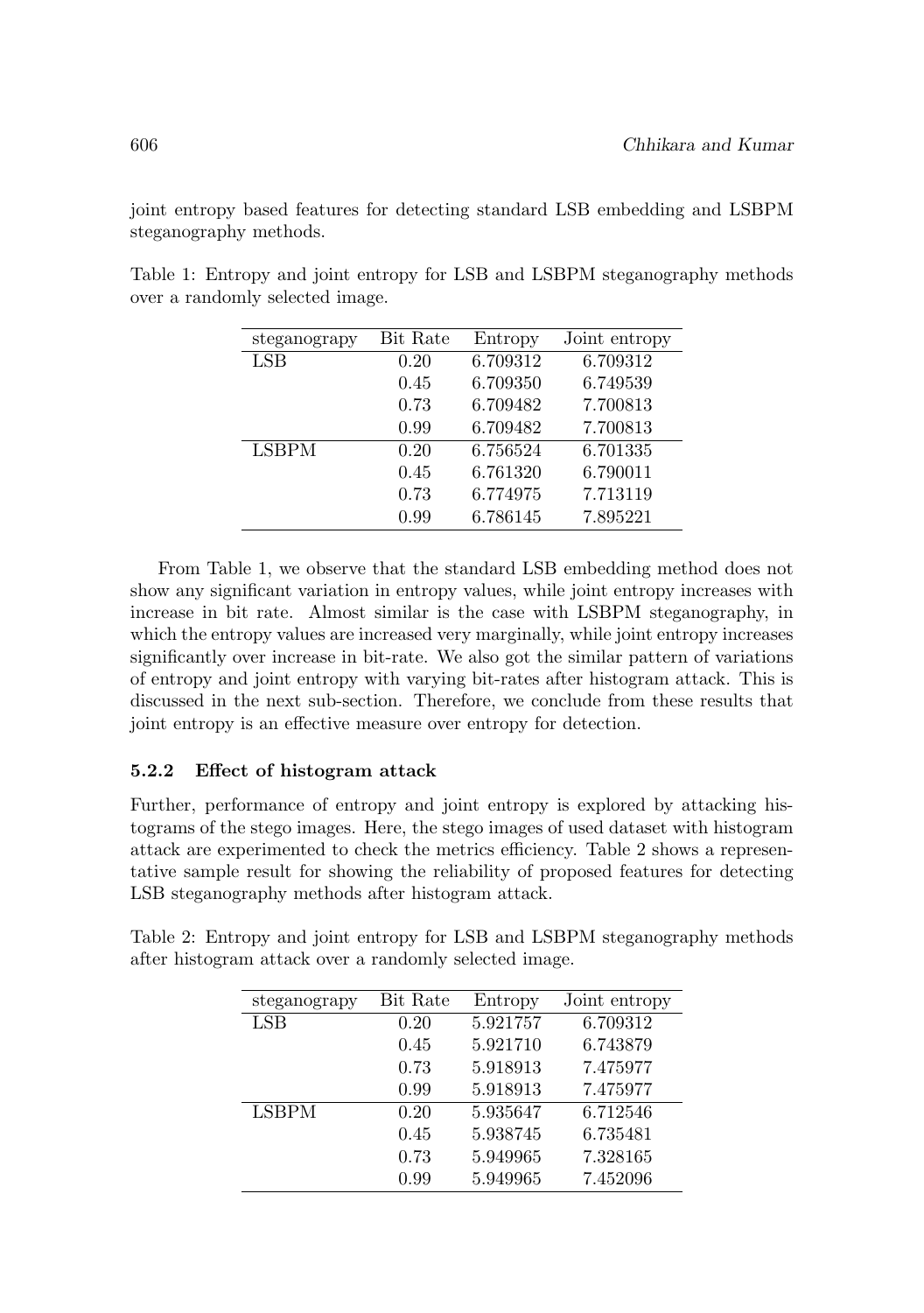joint entropy based features for detecting standard LSB embedding and LSBPM steganography methods.

Table 1: Entropy and joint entropy for LSB and LSBPM steganography methods over a randomly selected image.

| steganograpy | Bit Rate | Entropy | Joint entropy |
|---|---|---|---|
| LSB | 0.20 | 6.709312 | 6.709312 |
| | 0.45 | 6.709350 | 6.749539 |
| | 0.73 | 6.709482 | 7.700813 |
| | 0.99 | 6.709482 | 7.700813 |
| LSBPM | 0.20 | 6.756524 | 6.701335 |
| | 0.45 | 6.761320 | 6.790011 |
| | 0.73 | 6.774975 | 7.713119 |
| | 0.99 | 6.786145 | 7.895221 |

From Table 1, we observe that the standard LSB embedding method does not show any significant variation in entropy values, while joint entropy increases with increase in bit rate. Almost similar is the case with LSBPM steganography, in which the entropy values are increased very marginally, while joint entropy increases significantly over increase in bit-rate. We also got the similar pattern of variations of entropy and joint entropy with varying bit-rates after histogram attack. This is discussed in the next sub-section. Therefore, we conclude from these results that joint entropy is an effective measure over entropy for detection.

#### 5.2.2 Effect of histogram attack

Further, performance of entropy and joint entropy is explored by attacking histograms of the stego images. Here, the stego images of used dataset with histogram attack are experimented to check the metrics efficiency. Table 2 shows a representative sample result for showing the reliability of proposed features for detecting LSB steganography methods after histogram attack.

Table 2: Entropy and joint entropy for LSB and LSBPM steganography methods after histogram attack over a randomly selected image.

| steganograpy | Bit Rate | Entropy | Joint entropy |
|---|---|---|---|
| LSB | 0.20 | 5.921757 | 6.709312 |
| | 0.45 | 5.921710 | 6.743879 |
| | 0.73 | 5.918913 | 7.475977 |
| | 0.99 | 5.918913 | 7.475977 |
| LSBPM | 0.20 | 5.935647 | 6.712546 |
| | 0.45 | 5.938745 | 6.735481 |
| | 0.73 | 5.949965 | 7.328165 |
| | 0.99 | 5.949965 | 7.452096 |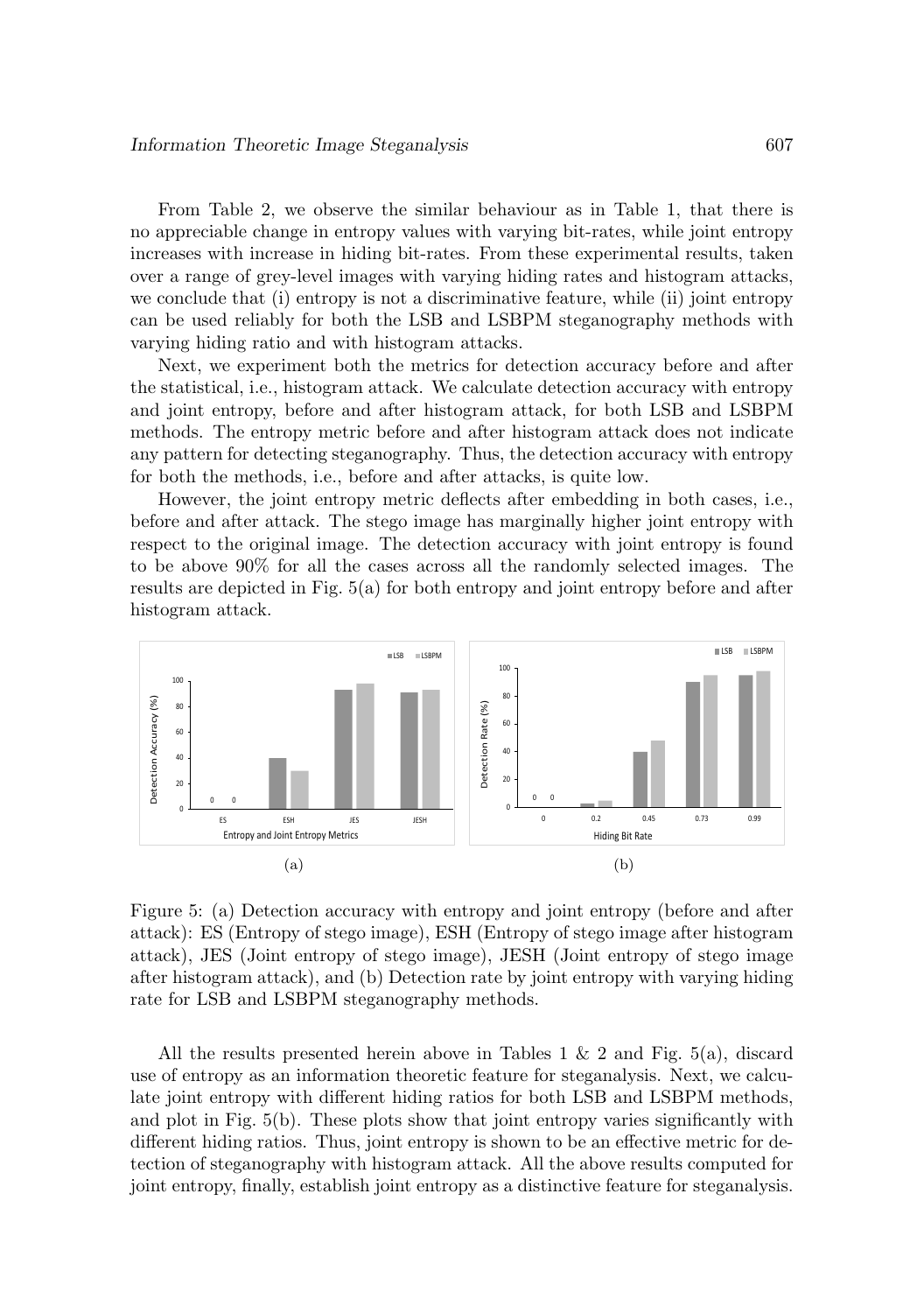From Table 2, we observe the similar behaviour as in Table 1, that there is no appreciable change in entropy values with varying bit-rates, while joint entropy increases with increase in hiding bit-rates. From these experimental results, taken over a range of grey-level images with varying hiding rates and histogram attacks, we conclude that (i) entropy is not a discriminative feature, while (ii) joint entropy can be used reliably for both the LSB and LSBPM steganography methods with varying hiding ratio and with histogram attacks.

Next, we experiment both the metrics for detection accuracy before and after the statistical, i.e., histogram attack. We calculate detection accuracy with entropy and joint entropy, before and after histogram attack, for both LSB and LSBPM methods. The entropy metric before and after histogram attack does not indicate any pattern for detecting steganography. Thus, the detection accuracy with entropy for both the methods, i.e., before and after attacks, is quite low.

However, the joint entropy metric deflects after embedding in both cases, i.e., before and after attack. The stego image has marginally higher joint entropy with respect to the original image. The detection accuracy with joint entropy is found to be above 90% for all the cases across all the randomly selected images. The results are depicted in Fig. 5(a) for both entropy and joint entropy before and after histogram attack.

(a) (b)

Figure 5: (a) Detection accuracy with entropy and joint entropy (before and after attack): ES (Entropy of stego image), ESH (Entropy of stego image after histogram attack), JES (Joint entropy of stego image), JESH (Joint entropy of stego image after histogram attack), and (b) Detection rate by joint entropy with varying hiding rate for LSB and LSBPM steganography methods.

All the results presented herein above in Tables 1 & 2 and Fig. 5(a), discard use of entropy as an information theoretic feature for steganalysis. Next, we calculate joint entropy with different hiding ratios for both LSB and LSBPM methods, and plot in Fig. 5(b). These plots show that joint entropy varies significantly with different hiding ratios. Thus, joint entropy is shown to be an effective metric for detection of steganography with histogram attack. All the above results computed for joint entropy, finally, establish joint entropy as a distinctive feature for steganalysis.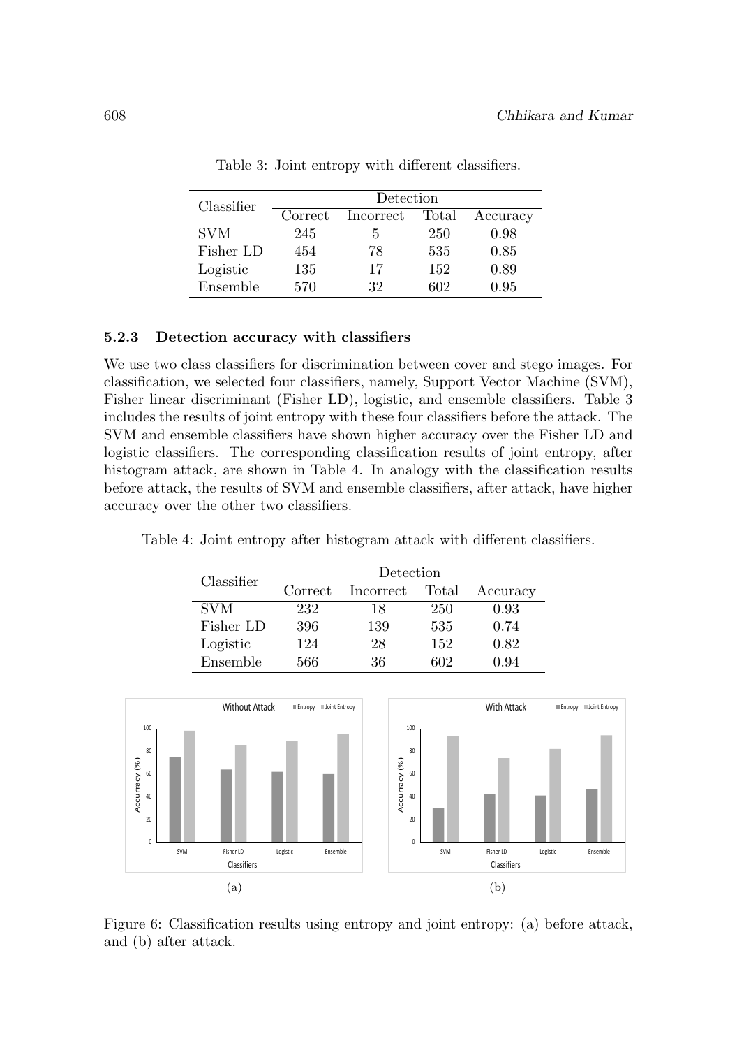Table 3: Joint entropy with different classifiers.

| Classifier | Detection | | | |
|---|---|---|---|---|
| | Correct | Incorrect | Total | Accuracy |
| SVM | 245 | 5 | 250 | 0.98 |
| Fisher LD | 454 | 78 | 535 | 0.85 |
| Logistic | 135 | 17 | 152 | 0.89 |
| Ensemble | 570 | 32 | 602 | 0.95 |

#### 5.2.3 Detection accuracy with classifiers

We use two class classifiers for discrimination between cover and stego images. For classification, we selected four classifiers, namely, Support Vector Machine (SVM), Fisher linear discriminant (Fisher LD), logistic, and ensemble classifiers. Table 3 includes the results of joint entropy with these four classifiers before the attack. The SVM and ensemble classifiers have shown higher accuracy over the Fisher LD and logistic classifiers. The corresponding classification results of joint entropy, after histogram attack, are shown in Table 4. In analogy with the classification results before attack, the results of SVM and ensemble classifiers, after attack, have higher accuracy over the other two classifiers.

Table 4: Joint entropy after histogram attack with different classifiers.

| Classifier | Detection | | | |
|---|---|---|---|---|
| | Correct | Incorrect | Total | Accuracy |
| SVM | 232 | 18 | 250 | 0.93 |
| Fisher LD | 396 | 139 | 535 | 0.74 |
| Logistic | 124 | 28 | 152 | 0.82 |
| Ensemble | 566 | 36 | 602 | 0.94 |

(a)

(b)

Figure 6: Classification results using entropy and joint entropy: (a) before attack, and (b) after attack.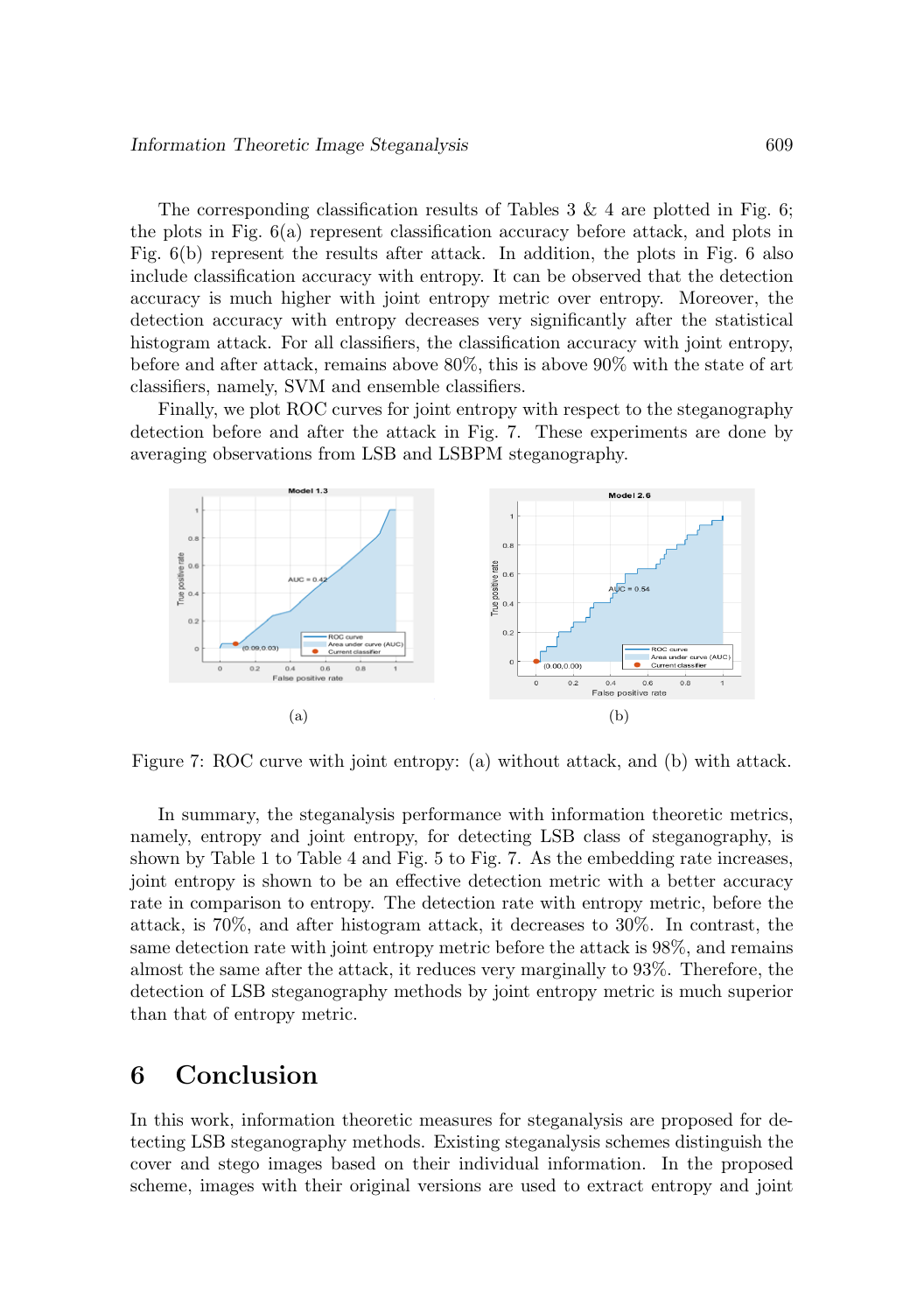The corresponding classification results of Tables 3 & 4 are plotted in Fig. 6; the plots in Fig. 6(a) represent classification accuracy before attack, and plots in Fig. 6(b) represent the results after attack. In addition, the plots in Fig. 6 also include classification accuracy with entropy. It can be observed that the detection accuracy is much higher with joint entropy metric over entropy. Moreover, the detection accuracy with entropy decreases very significantly after the statistical histogram attack. For all classifiers, the classification accuracy with joint entropy, before and after attack, remains above 80%, this is above 90% with the state of art classifiers, namely, SVM and ensemble classifiers.

Finally, we plot ROC curves for joint entropy with respect to the steganography detection before and after the attack in Fig. 7. These experiments are done by averaging observations from LSB and LSBPM steganography.

(a) (b)

Figure 7: ROC curve with joint entropy: (a) without attack, and (b) with attack.

In summary, the steganalysis performance with information theoretic metrics, namely, entropy and joint entropy, for detecting LSB class of steganography, is shown by Table 1 to Table 4 and Fig. 5 to Fig. 7. As the embedding rate increases, joint entropy is shown to be an effective detection metric with a better accuracy rate in comparison to entropy. The detection rate with entropy metric, before the attack, is 70%, and after histogram attack, it decreases to 30%. In contrast, the same detection rate with joint entropy metric before the attack is 98%, and remains almost the same after the attack, it reduces very marginally to 93%. Therefore, the detection of LSB steganography methods by joint entropy metric is much superior than that of entropy metric.

# 6 Conclusion

In this work, information theoretic measures for steganalysis are proposed for detecting LSB steganography methods. Existing steganalysis schemes distinguish the cover and stego images based on their individual information. In the proposed scheme, images with their original versions are used to extract entropy and joint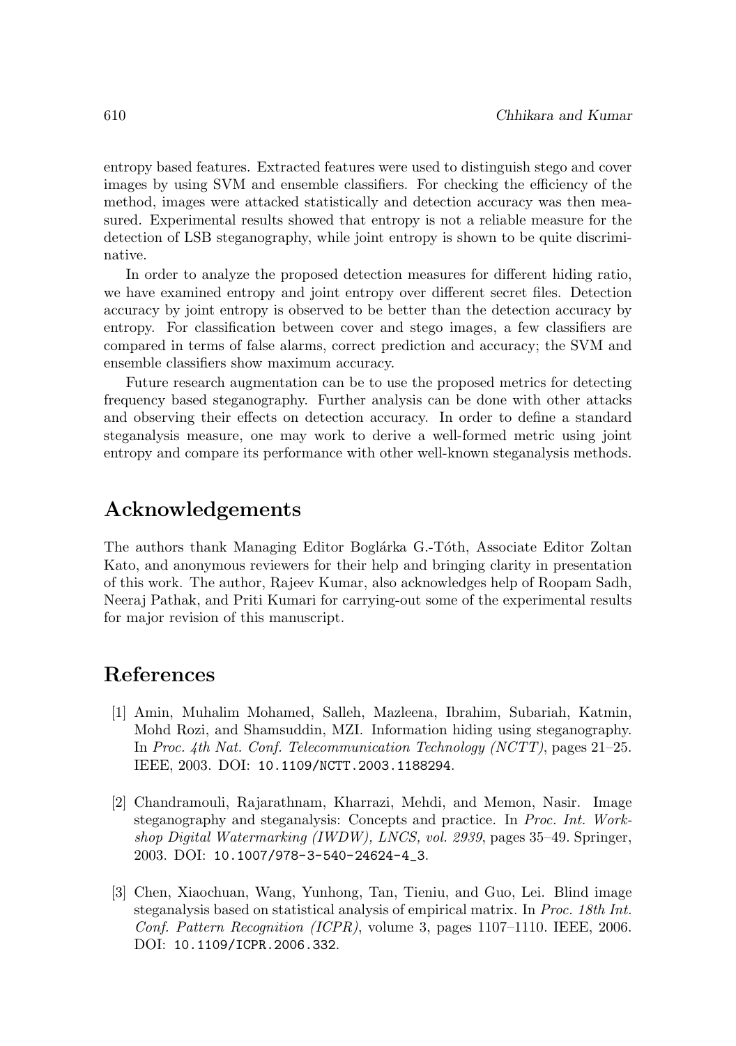entropy based features. Extracted features were used to distinguish stego and cover images by using SVM and ensemble classifiers. For checking the efficiency of the method, images were attacked statistically and detection accuracy was then measured. Experimental results showed that entropy is not a reliable measure for the detection of LSB steganography, while joint entropy is shown to be quite discriminative.

In order to analyze the proposed detection measures for different hiding ratio, we have examined entropy and joint entropy over different secret files. Detection accuracy by joint entropy is observed to be better than the detection accuracy by entropy. For classification between cover and stego images, a few classifiers are compared in terms of false alarms, correct prediction and accuracy; the SVM and ensemble classifiers show maximum accuracy.

Future research augmentation can be to use the proposed metrics for detecting frequency based steganography. Further analysis can be done with other attacks and observing their effects on detection accuracy. In order to define a standard steganalysis measure, one may work to derive a well-formed metric using joint entropy and compare its performance with other well-known steganalysis methods.

## Acknowledgements

The authors thank Managing Editor Boglárka G.-Tóth, Associate Editor Zoltan Kato, and anonymous reviewers for their help and bringing clarity in presentation of this work. The author, Rajeev Kumar, also acknowledges help of Roopam Sadh, Neeraj Pathak, and Priti Kumari for carrying-out some of the experimental results for major revision of this manuscript.

## References

[1] Amin, Muhalim Mohamed, Salleh, Mazleena, Ibrahim, Subariah, Katmin, Mohd Rozi, and Shamsuddin, MZI. Information hiding using steganography. In *Proc. 4th Nat. Conf. Telecommunication Technology (NCTT)*, pages 21–25. IEEE, 2003. DOI: `10.1109/NCTT.2003.1188294`.

[2] Chandramouli, Rajarathnam, Kharrazi, Mehdi, and Memon, Nasir. Image steganography and steganalysis: Concepts and practice. In *Proc. Int. Workshop Digital Watermarking (IWDW), LNCS, vol. 2939*, pages 35–49. Springer, 2003. DOI: `10.1007/978-3-540-24624-4_3`.

[3] Chen, Xiaochuan, Wang, Yunhong, Tan, Tieniu, and Guo, Lei. Blind image steganalysis based on statistical analysis of empirical matrix. In *Proc. 18th Int. Conf. Pattern Recognition (ICPR)*, volume 3, pages 1107–1110. IEEE, 2006. DOI: `10.1109/ICPR.2006.332`.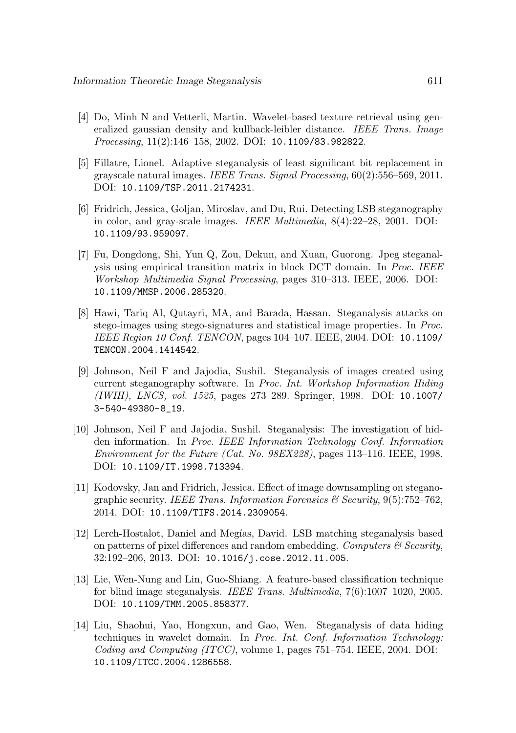[4] Do, Minh N and Vetterli, Martin. Wavelet-based texture retrieval using generalized gaussian density and kullback-leibler distance. *IEEE Trans. Image Processing*, 11(2):146–158, 2002. DOI: `10.1109/83.982822`.

[5] Fillatre, Lionel. Adaptive steganalysis of least significant bit replacement in grayscale natural images. *IEEE Trans. Signal Processing*, 60(2):556–569, 2011. DOI: `10.1109/TSP.2011.2174231`.

[6] Fridrich, Jessica, Goljan, Miroslav, and Du, Rui. Detecting LSB steganography in color, and gray-scale images. *IEEE Multimedia*, 8(4):22–28, 2001. DOI: `10.1109/93.959097`.

[7] Fu, Dongdong, Shi, Yun Q, Zou, Dekun, and Xuan, Guorong. Jpeg steganalysis using empirical transition matrix in block DCT domain. In *Proc. IEEE Workshop Multimedia Signal Processing*, pages 310–313. IEEE, 2006. DOI: `10.1109/MMSP.2006.285320`.

[8] Hawi, Tariq Al, Qutayri, MA, and Barada, Hassan. Steganalysis attacks on stego-images using stego-signatures and statistical image properties. In *Proc. IEEE Region 10 Conf. TENCON*, pages 104–107. IEEE, 2004. DOI: `10.1109/TENCON.2004.1414542`.

[9] Johnson, Neil F and Jajodia, Sushil. Steganalysis of images created using current steganography software. In *Proc. Int. Workshop Information Hiding (IWIH), LNCS, vol. 1525*, pages 273–289. Springer, 1998. DOI: `10.1007/3-540-49380-8_19`.

[10] Johnson, Neil F and Jajodia, Sushil. Steganalysis: The investigation of hidden information. In *Proc. IEEE Information Technology Conf. Information Environment for the Future (Cat. No. 98EX228)*, pages 113–116. IEEE, 1998. DOI: `10.1109/IT.1998.713394`.

[11] Kodovsky, Jan and Fridrich, Jessica. Effect of image downsampling on steganographic security. *IEEE Trans. Information Forensics & Security*, 9(5):752–762, 2014. DOI: `10.1109/TIFS.2014.2309054`.

[12] Lerch-Hostalot, Daniel and Megías, David. LSB matching steganalysis based on patterns of pixel differences and random embedding. *Computers & Security*, 32:192–206, 2013. DOI: `10.1016/j.cose.2012.11.005`.

[13] Lie, Wen-Nung and Lin, Guo-Shiang. A feature-based classification technique for blind image steganalysis. *IEEE Trans. Multimedia*, 7(6):1007–1020, 2005. DOI: `10.1109/TMM.2005.858377`.

[14] Liu, Shaohui, Yao, Hongxun, and Gao, Wen. Steganalysis of data hiding techniques in wavelet domain. In *Proc. Int. Conf. Information Technology: Coding and Computing (ITCC)*, volume 1, pages 751–754. IEEE, 2004. DOI: `10.1109/ITCC.2004.1286558`.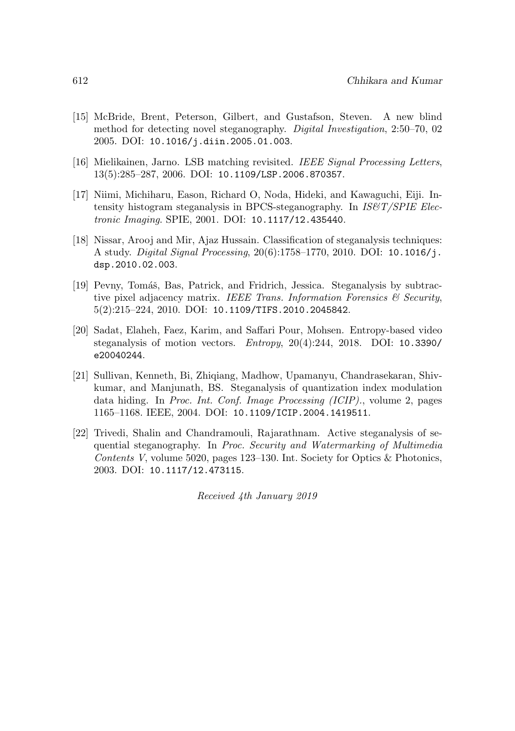[15] McBride, Brent, Peterson, Gilbert, and Gustafson, Steven. A new blind method for detecting novel steganography. *Digital Investigation*, 2:50–70, 02 2005. DOI: `10.1016/j.diin.2005.01.003`.

[16] Mielikainen, Jarno. LSB matching revisited. *IEEE Signal Processing Letters*, 13(5):285–287, 2006. DOI: `10.1109/LSP.2006.870357`.

[17] Niimi, Michiharu, Eason, Richard O, Noda, Hideki, and Kawaguchi, Eiji. Intensity histogram steganalysis in BPCS-steganography. In *IS&T/SPIE Electronic Imaging*. SPIE, 2001. DOI: `10.1117/12.435440`.

[18] Nissar, Arooj and Mir, Ajaz Hussain. Classification of steganalysis techniques: A study. *Digital Signal Processing*, 20(6):1758–1770, 2010. DOI: `10.1016/j.dsp.2010.02.003`.

[19] Pevny, Tomáš, Bas, Patrick, and Fridrich, Jessica. Steganalysis by subtractive pixel adjacency matrix. *IEEE Trans. Information Forensics & Security*, 5(2):215–224, 2010. DOI: `10.1109/TIFS.2010.2045842`.

[20] Sadat, Elaheh, Faez, Karim, and Saffari Pour, Mohsen. Entropy-based video steganalysis of motion vectors. *Entropy*, 20(4):244, 2018. DOI: `10.3390/e20040244`.

[21] Sullivan, Kenneth, Bi, Zhiqiang, Madhow, Upamanyu, Chandrasekaran, Shivkumar, and Manjunath, BS. Steganalysis of quantization index modulation data hiding. In *Proc. Int. Conf. Image Processing (ICIP).*, volume 2, pages 1165–1168. IEEE, 2004. DOI: `10.1109/ICIP.2004.1419511`.

[22] Trivedi, Shalin and Chandramouli, Rajarathnam. Active steganalysis of sequential steganography. In *Proc. Security and Watermarking of Multimedia Contents V*, volume 5020, pages 123–130. Int. Society for Optics & Photonics, 2003. DOI: `10.1117/12.473115`.

*Received 4th January 2019*